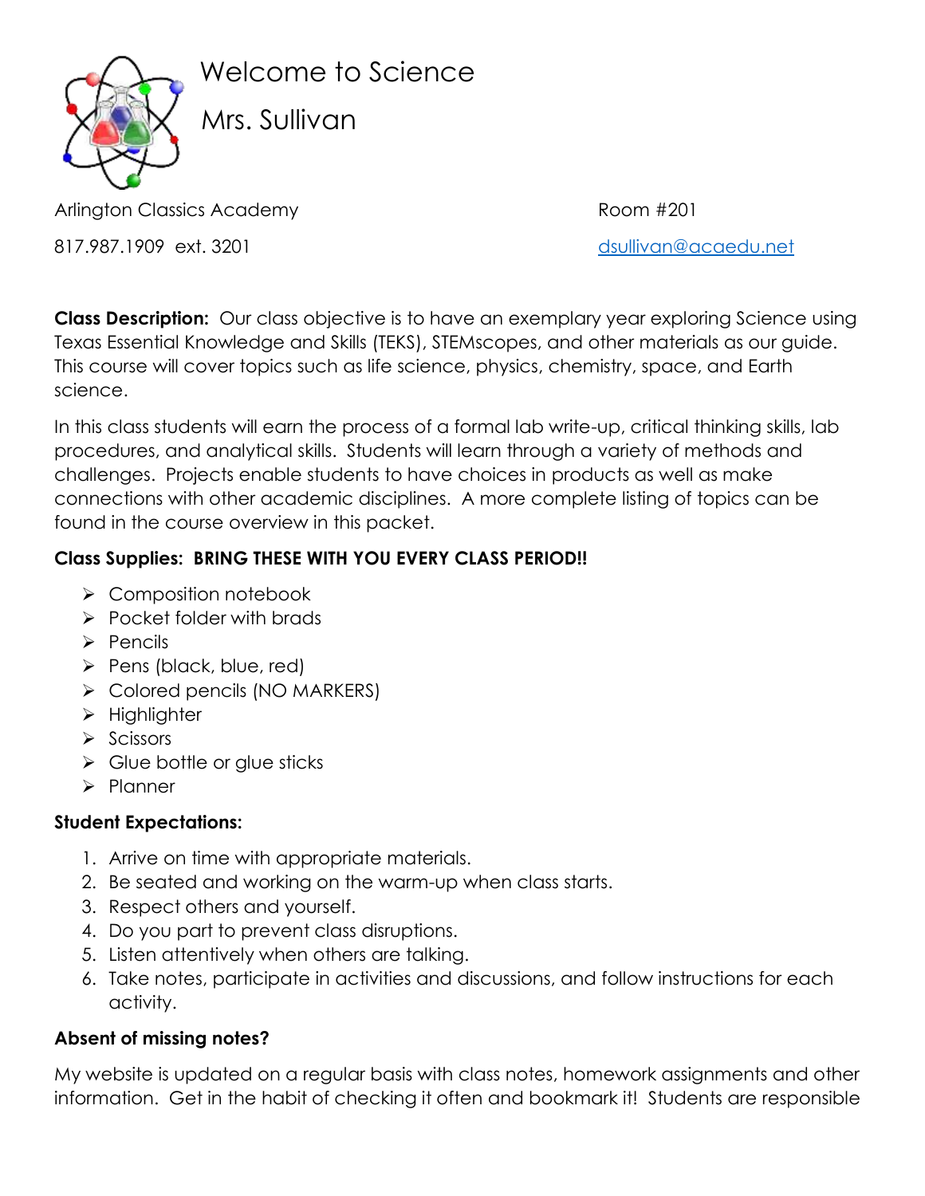# Welcome to Science

## Mrs. Sullivan

Arlington Classics Academy

Room #201

817.987.1909 ext. 3201

dsullivan@acaedu.net

**Class Description:** Our class objective is to have an exemplary year exploring Science using Texas Essential Knowledge and Skills (TEKS), STEMscopes, and other materials as our guide. This course will cover topics such as life science, physics, chemistry, space, and Earth science.

In this class students will earn the process of a formal lab write-up, critical thinking skills, lab procedures, and analytical skills. Students will learn through a variety of methods and challenges. Projects enable students to have choices in products as well as make connections with other academic disciplines. A more complete listing of topics can be found in the course overview in this packet.

**Class Supplies: BRING THESE WITH YOU EVERY CLASS PERIOD!!**

- Composition notebook
- Pocket folder with brads
- Pencils
- Pens (black, blue, red)
- Colored pencils (NO MARKERS)
- Highlighter
- Scissors
- Glue bottle or glue sticks
- Planner

**Student Expectations:**

1. Arrive on time with appropriate materials.
2. Be seated and working on the warm-up when class starts.
3. Respect others and yourself.
4. Do you part to prevent class disruptions.
5. Listen attentively when others are talking.
6. Take notes, participate in activities and discussions, and follow instructions for each activity.

**Absent of missing notes?**

My website is updated on a regular basis with class notes, homework assignments and other information. Get in the habit of checking it often and bookmark it! Students are responsible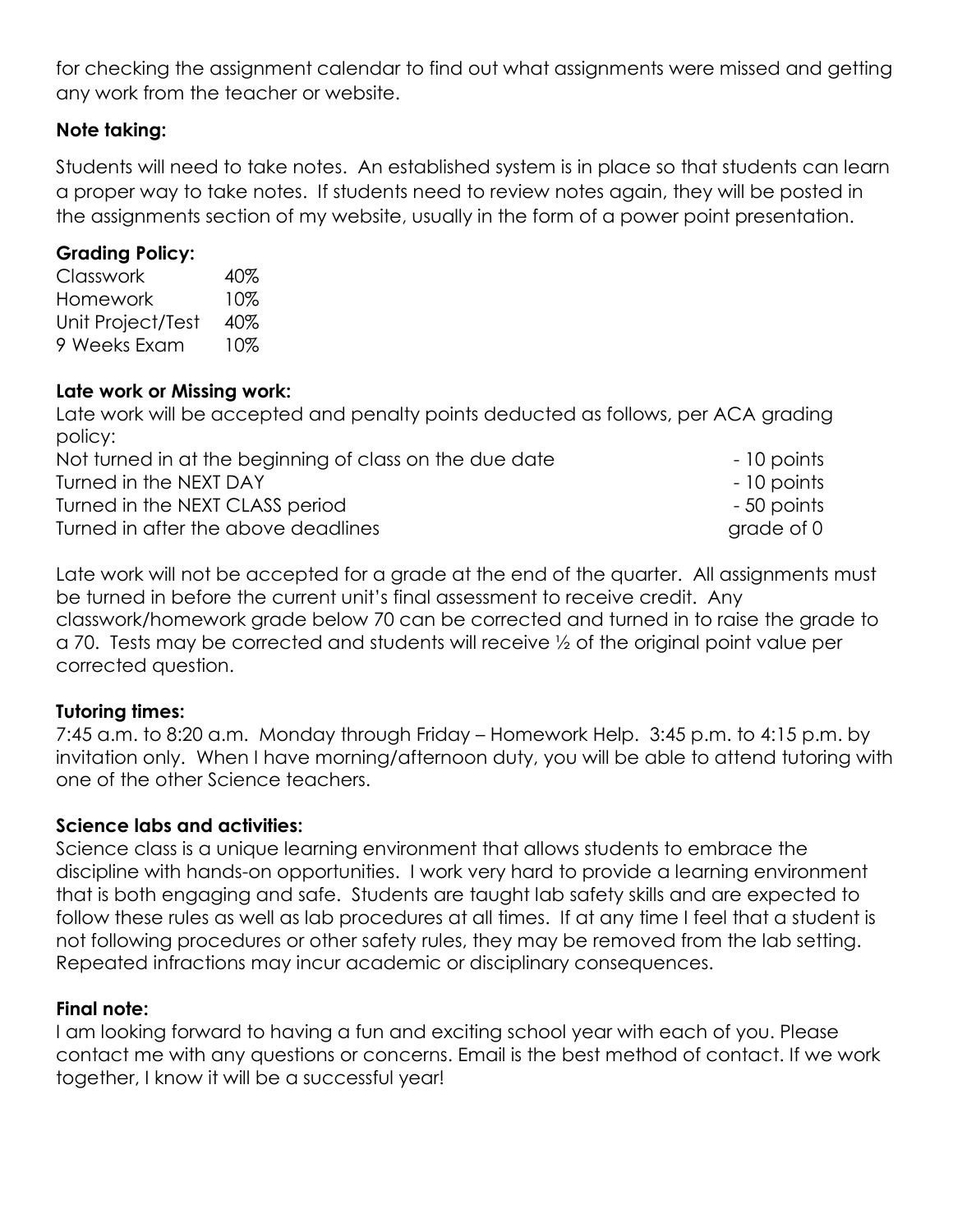for checking the assignment calendar to find out what assignments were missed and getting any work from the teacher or website.

**Note taking:**

Students will need to take notes. An established system is in place so that students can learn a proper way to take notes. If students need to review notes again, they will be posted in the assignments section of my website, usually in the form of a power point presentation.

**Grading Policy:**

| | |
|---|---|
| Classwork | 40% |
| Homework | 10% |
| Unit Project/Test | 40% |
| 9 Weeks Exam | 10% |

**Late work or Missing work:**

Late work will be accepted and penalty points deducted as follows, per ACA grading policy:

| | |
|---|---|
| Not turned in at the beginning of class on the due date | - 10 points |
| Turned in the NEXT DAY | - 10 points |
| Turned in the NEXT CLASS period | - 50 points |
| Turned in after the above deadlines | grade of 0 |

Late work will not be accepted for a grade at the end of the quarter. All assignments must be turned in before the current unit's final assessment to receive credit. Any classwork/homework grade below 70 can be corrected and turned in to raise the grade to a 70. Tests may be corrected and students will receive ½ of the original point value per corrected question.

**Tutoring times:**

7:45 a.m. to 8:20 a.m. Monday through Friday – Homework Help. 3:45 p.m. to 4:15 p.m. by invitation only. When I have morning/afternoon duty, you will be able to attend tutoring with one of the other Science teachers.

**Science labs and activities:**

Science class is a unique learning environment that allows students to embrace the discipline with hands-on opportunities. I work very hard to provide a learning environment that is both engaging and safe. Students are taught lab safety skills and are expected to follow these rules as well as lab procedures at all times. If at any time I feel that a student is not following procedures or other safety rules, they may be removed from the lab setting. Repeated infractions may incur academic or disciplinary consequences.

**Final note:**

I am looking forward to having a fun and exciting school year with each of you. Please contact me with any questions or concerns. Email is the best method of contact. If we work together, I know it will be a successful year!